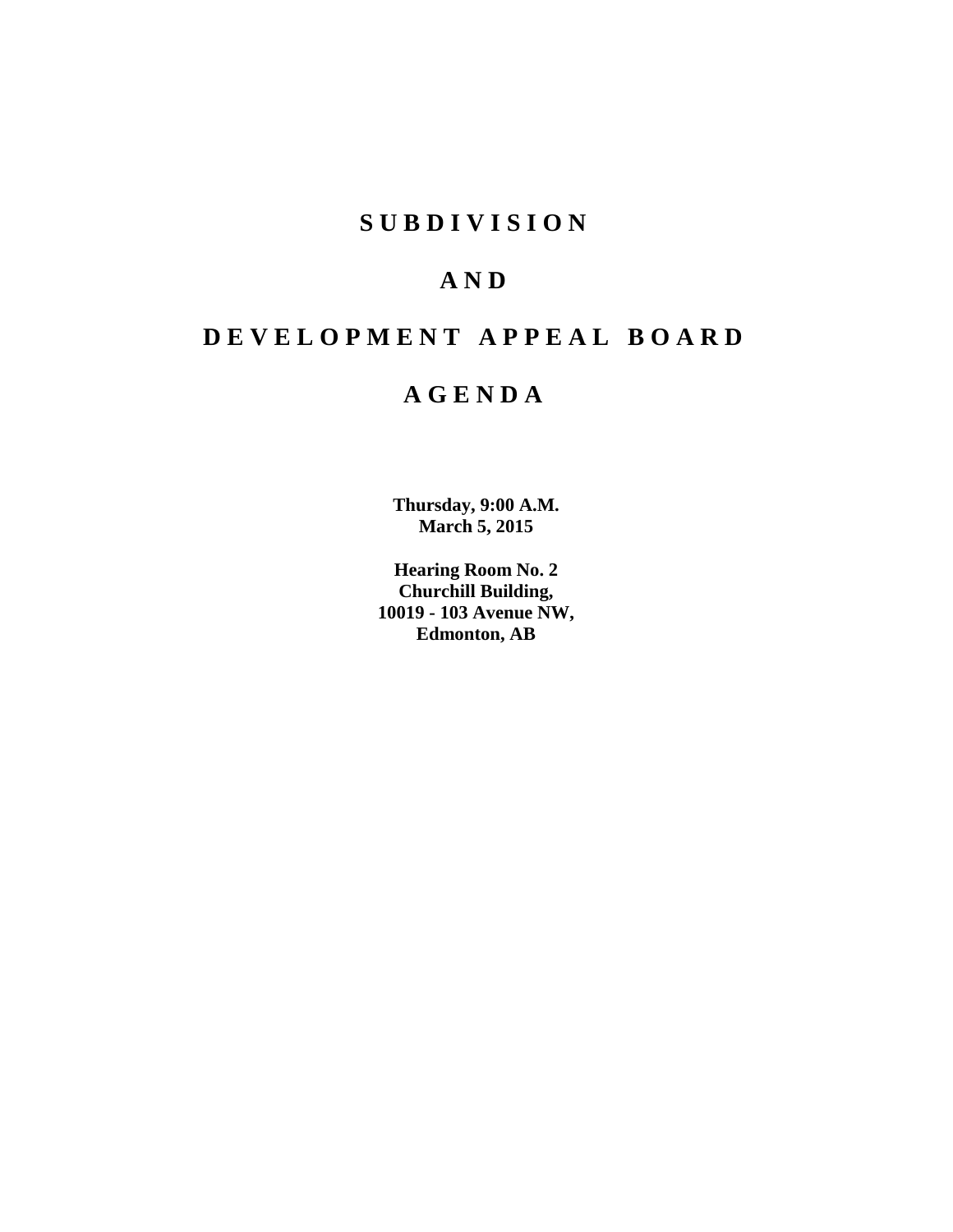# S U B D I V I S I O N

# A N D

# D E V E L O P M E N T   A P P E A L   B O A R D

# A G E N D A

**Thursday, 9:00 A.M.**
**March 5, 2015**

**Hearing Room No. 2**
**Churchill Building,**
**10019 - 103 Avenue NW,**
**Edmonton, AB**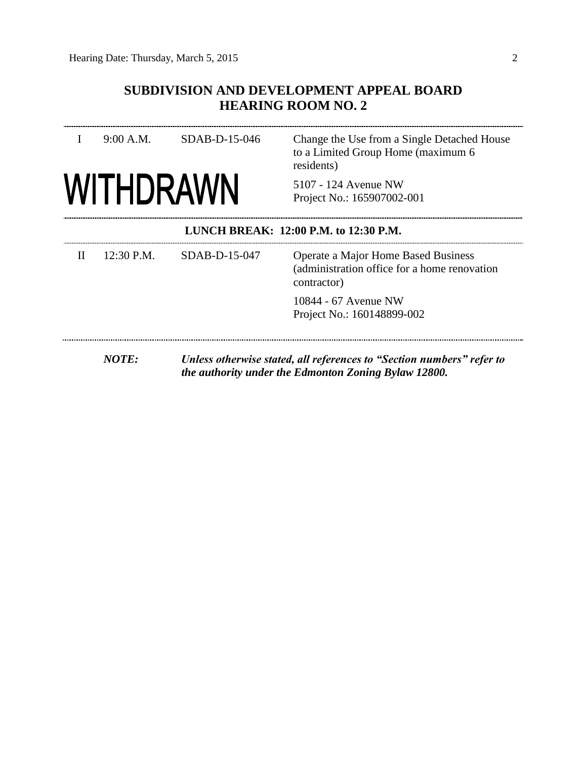## SUBDIVISION AND DEVELOPMENT APPEAL BOARD
## HEARING ROOM NO. 2

| | | | |
|---|---|---|---|
| I | 9:00 A.M. | SDAB-D-15-046 | Change the Use from a Single Detached House to a Limited Group Home (maximum 6 residents) |
| **WITHDRAWN** | | | 5107 - 124 Avenue NW<br>Project No.: 165907002-001 |

**LUNCH BREAK: 12:00 P.M. to 12:30 P.M.**

| | | | |
|---|---|---|---|
| II | 12:30 P.M. | SDAB-D-15-047 | Operate a Major Home Based Business (administration office for a home renovation contractor) |
| | | | 10844 - 67 Avenue NW<br>Project No.: 160148899-002 |

***NOTE:*** ***Unless otherwise stated, all references to "Section numbers" refer to the authority under the Edmonton Zoning Bylaw 12800.***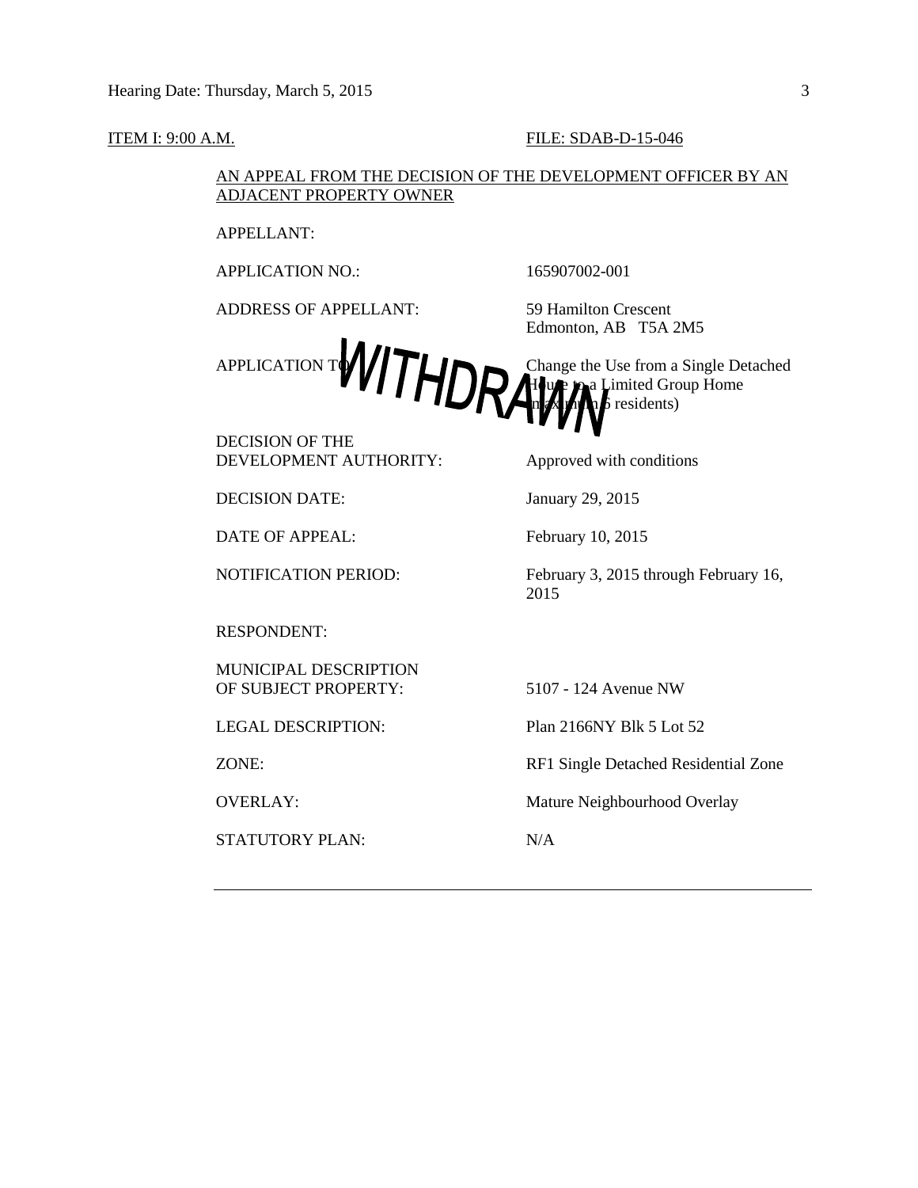ITEM I: 9:00 A.M. FILE: SDAB-D-15-046

AN APPEAL FROM THE DECISION OF THE DEVELOPMENT OFFICER BY AN ADJACENT PROPERTY OWNER

WITHDRAWN

| | |
|---|---|
| APPELLANT: | |
| APPLICATION NO.: | 165907002-001 |
| ADDRESS OF APPELLANT: | 59 Hamilton Crescent<br>Edmonton, AB T5A 2M5 |
| APPLICATION TO: | Change the Use from a Single Detached House to a Limited Group Home (maximum 5 residents) |
| DECISION OF THE DEVELOPMENT AUTHORITY: | Approved with conditions |
| DECISION DATE: | January 29, 2015 |
| DATE OF APPEAL: | February 10, 2015 |
| NOTIFICATION PERIOD: | February 3, 2015 through February 16, 2015 |
| RESPONDENT: | |
| MUNICIPAL DESCRIPTION OF SUBJECT PROPERTY: | 5107 - 124 Avenue NW |
| LEGAL DESCRIPTION: | Plan 2166NY Blk 5 Lot 52 |
| ZONE: | RF1 Single Detached Residential Zone |
| OVERLAY: | Mature Neighbourhood Overlay |
| STATUTORY PLAN: | N/A |

---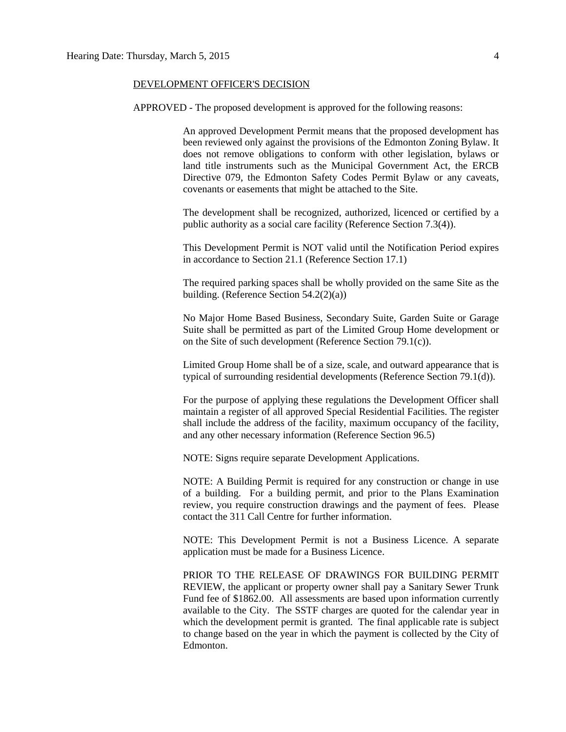DEVELOPMENT OFFICER'S DECISION

APPROVED - The proposed development is approved for the following reasons:

An approved Development Permit means that the proposed development has been reviewed only against the provisions of the Edmonton Zoning Bylaw. It does not remove obligations to conform with other legislation, bylaws or land title instruments such as the Municipal Government Act, the ERCB Directive 079, the Edmonton Safety Codes Permit Bylaw or any caveats, covenants or easements that might be attached to the Site.

The development shall be recognized, authorized, licenced or certified by a public authority as a social care facility (Reference Section 7.3(4)).

This Development Permit is NOT valid until the Notification Period expires in accordance to Section 21.1 (Reference Section 17.1)

The required parking spaces shall be wholly provided on the same Site as the building. (Reference Section 54.2(2)(a))

No Major Home Based Business, Secondary Suite, Garden Suite or Garage Suite shall be permitted as part of the Limited Group Home development or on the Site of such development (Reference Section 79.1(c)).

Limited Group Home shall be of a size, scale, and outward appearance that is typical of surrounding residential developments (Reference Section 79.1(d)).

For the purpose of applying these regulations the Development Officer shall maintain a register of all approved Special Residential Facilities. The register shall include the address of the facility, maximum occupancy of the facility, and any other necessary information (Reference Section 96.5)

NOTE: Signs require separate Development Applications.

NOTE: A Building Permit is required for any construction or change in use of a building. For a building permit, and prior to the Plans Examination review, you require construction drawings and the payment of fees. Please contact the 311 Call Centre for further information.

NOTE: This Development Permit is not a Business Licence. A separate application must be made for a Business Licence.

PRIOR TO THE RELEASE OF DRAWINGS FOR BUILDING PERMIT REVIEW, the applicant or property owner shall pay a Sanitary Sewer Trunk Fund fee of $1862.00. All assessments are based upon information currently available to the City. The SSTF charges are quoted for the calendar year in which the development permit is granted. The final applicable rate is subject to change based on the year in which the payment is collected by the City of Edmonton.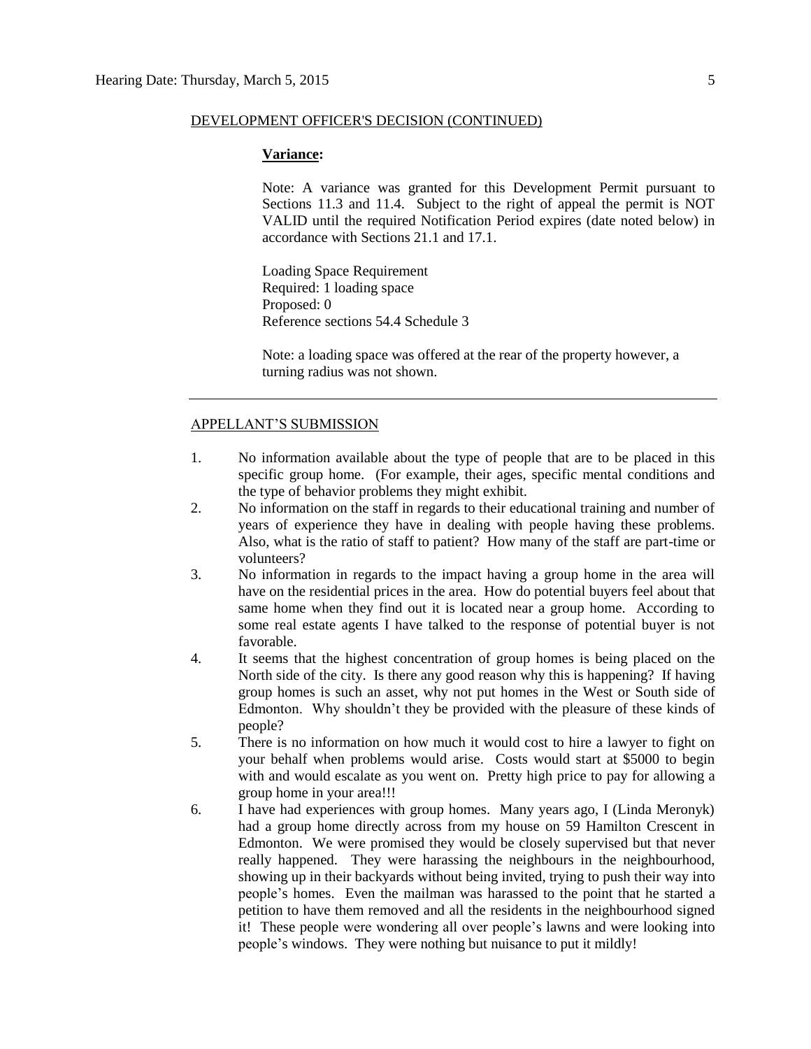DEVELOPMENT OFFICER'S DECISION (CONTINUED)

**Variance:**

Note: A variance was granted for this Development Permit pursuant to Sections 11.3 and 11.4. Subject to the right of appeal the permit is NOT VALID until the required Notification Period expires (date noted below) in accordance with Sections 21.1 and 17.1.

Loading Space Requirement
Required: 1 loading space
Proposed: 0
Reference sections 54.4 Schedule 3

Note: a loading space was offered at the rear of the property however, a turning radius was not shown.

---

APPELLANT'S SUBMISSION

1. No information available about the type of people that are to be placed in this specific group home. (For example, their ages, specific mental conditions and the type of behavior problems they might exhibit.
2. No information on the staff in regards to their educational training and number of years of experience they have in dealing with people having these problems. Also, what is the ratio of staff to patient? How many of the staff are part-time or volunteers?
3. No information in regards to the impact having a group home in the area will have on the residential prices in the area. How do potential buyers feel about that same home when they find out it is located near a group home. According to some real estate agents I have talked to the response of potential buyer is not favorable.
4. It seems that the highest concentration of group homes is being placed on the North side of the city. Is there any good reason why this is happening? If having group homes is such an asset, why not put homes in the West or South side of Edmonton. Why shouldn't they be provided with the pleasure of these kinds of people?
5. There is no information on how much it would cost to hire a lawyer to fight on your behalf when problems would arise. Costs would start at $5000 to begin with and would escalate as you went on. Pretty high price to pay for allowing a group home in your area!!!
6. I have had experiences with group homes. Many years ago, I (Linda Meronyk) had a group home directly across from my house on 59 Hamilton Crescent in Edmonton. We were promised they would be closely supervised but that never really happened. They were harassing the neighbours in the neighbourhood, showing up in their backyards without being invited, trying to push their way into people's homes. Even the mailman was harassed to the point that he started a petition to have them removed and all the residents in the neighbourhood signed it! These people were wondering all over people's lawns and were looking into people's windows. They were nothing but nuisance to put it mildly!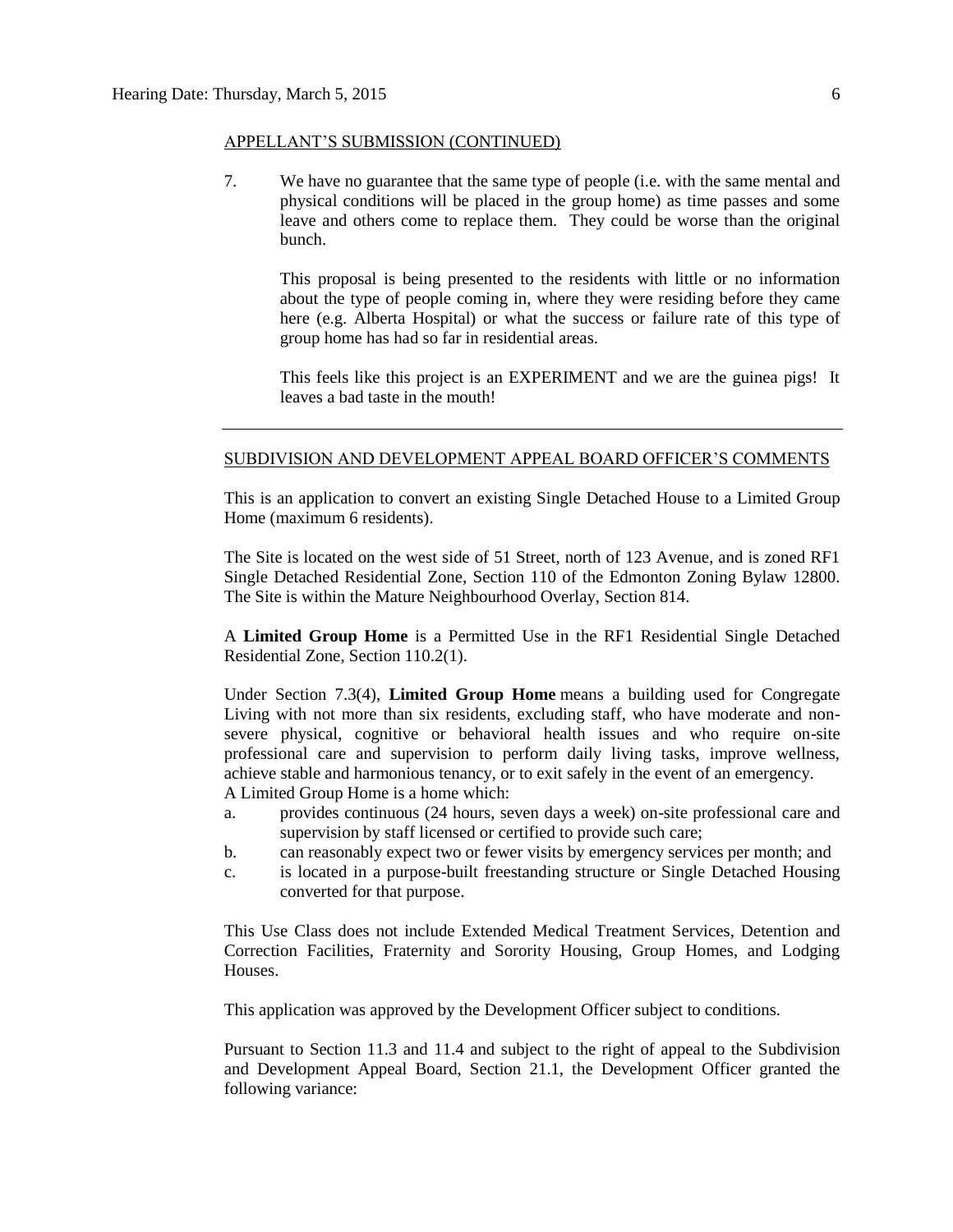APPELLANT'S SUBMISSION (CONTINUED)

7. We have no guarantee that the same type of people (i.e. with the same mental and physical conditions will be placed in the group home) as time passes and some leave and others come to replace them. They could be worse than the original bunch.

   This proposal is being presented to the residents with little or no information about the type of people coming in, where they were residing before they came here (e.g. Alberta Hospital) or what the success or failure rate of this type of group home has had so far in residential areas.

   This feels like this project is an EXPERIMENT and we are the guinea pigs! It leaves a bad taste in the mouth!

---

SUBDIVISION AND DEVELOPMENT APPEAL BOARD OFFICER'S COMMENTS

This is an application to convert an existing Single Detached House to a Limited Group Home (maximum 6 residents).

The Site is located on the west side of 51 Street, north of 123 Avenue, and is zoned RF1 Single Detached Residential Zone, Section 110 of the Edmonton Zoning Bylaw 12800. The Site is within the Mature Neighbourhood Overlay, Section 814.

A **Limited Group Home** is a Permitted Use in the RF1 Residential Single Detached Residential Zone, Section 110.2(1).

Under Section 7.3(4), **Limited Group Home** means a building used for Congregate Living with not more than six residents, excluding staff, who have moderate and non-severe physical, cognitive or behavioral health issues and who require on-site professional care and supervision to perform daily living tasks, improve wellness, achieve stable and harmonious tenancy, or to exit safely in the event of an emergency.
A Limited Group Home is a home which:

a. provides continuous (24 hours, seven days a week) on-site professional care and supervision by staff licensed or certified to provide such care;
b. can reasonably expect two or fewer visits by emergency services per month; and
c. is located in a purpose-built freestanding structure or Single Detached Housing converted for that purpose.

This Use Class does not include Extended Medical Treatment Services, Detention and Correction Facilities, Fraternity and Sorority Housing, Group Homes, and Lodging Houses.

This application was approved by the Development Officer subject to conditions.

Pursuant to Section 11.3 and 11.4 and subject to the right of appeal to the Subdivision and Development Appeal Board, Section 21.1, the Development Officer granted the following variance: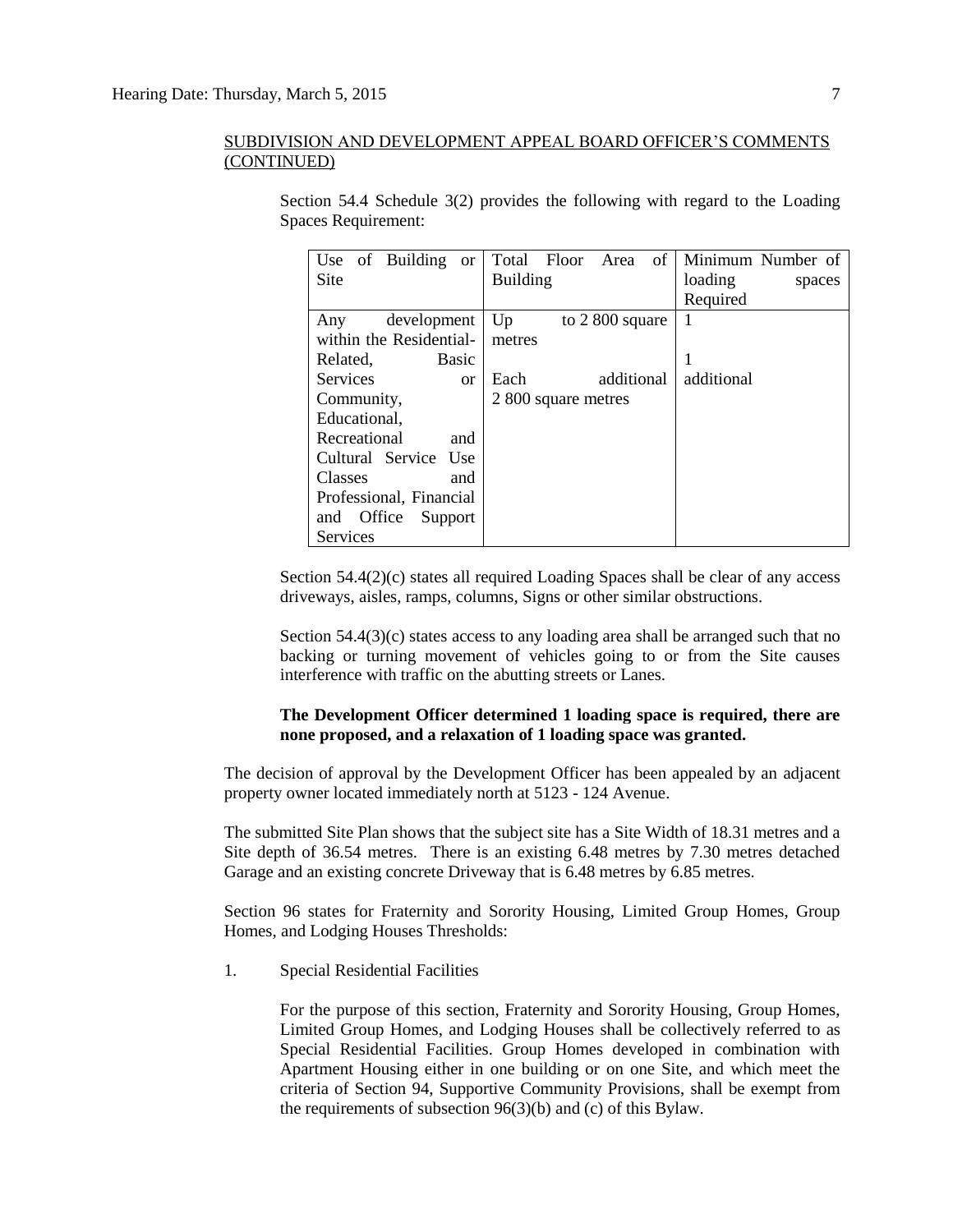SUBDIVISION AND DEVELOPMENT APPEAL BOARD OFFICER'S COMMENTS (CONTINUED)

Section 54.4 Schedule 3(2) provides the following with regard to the Loading Spaces Requirement:

| Use of Building or Site | Total Floor Area of Building | Minimum Number of loading spaces Required |
|---|---|---|
| Any development within the Residential-Related, Basic Services or Community, Educational, Recreational and Cultural Service Use Classes and Professional, Financial and Office Support Services | Up to 2 800 square metres<br><br>Each additional 2 800 square metres | 1<br><br>1 additional |

Section 54.4(2)(c) states all required Loading Spaces shall be clear of any access driveways, aisles, ramps, columns, Signs or other similar obstructions.

Section 54.4(3)(c) states access to any loading area shall be arranged such that no backing or turning movement of vehicles going to or from the Site causes interference with traffic on the abutting streets or Lanes.

**The Development Officer determined 1 loading space is required, there are none proposed, and a relaxation of 1 loading space was granted.**

The decision of approval by the Development Officer has been appealed by an adjacent property owner located immediately north at 5123 - 124 Avenue.

The submitted Site Plan shows that the subject site has a Site Width of 18.31 metres and a Site depth of 36.54 metres. There is an existing 6.48 metres by 7.30 metres detached Garage and an existing concrete Driveway that is 6.48 metres by 6.85 metres.

Section 96 states for Fraternity and Sorority Housing, Limited Group Homes, Group Homes, and Lodging Houses Thresholds:

1. Special Residential Facilities

   For the purpose of this section, Fraternity and Sorority Housing, Group Homes, Limited Group Homes, and Lodging Houses shall be collectively referred to as Special Residential Facilities. Group Homes developed in combination with Apartment Housing either in one building or on one Site, and which meet the criteria of Section 94, Supportive Community Provisions, shall be exempt from the requirements of subsection 96(3)(b) and (c) of this Bylaw.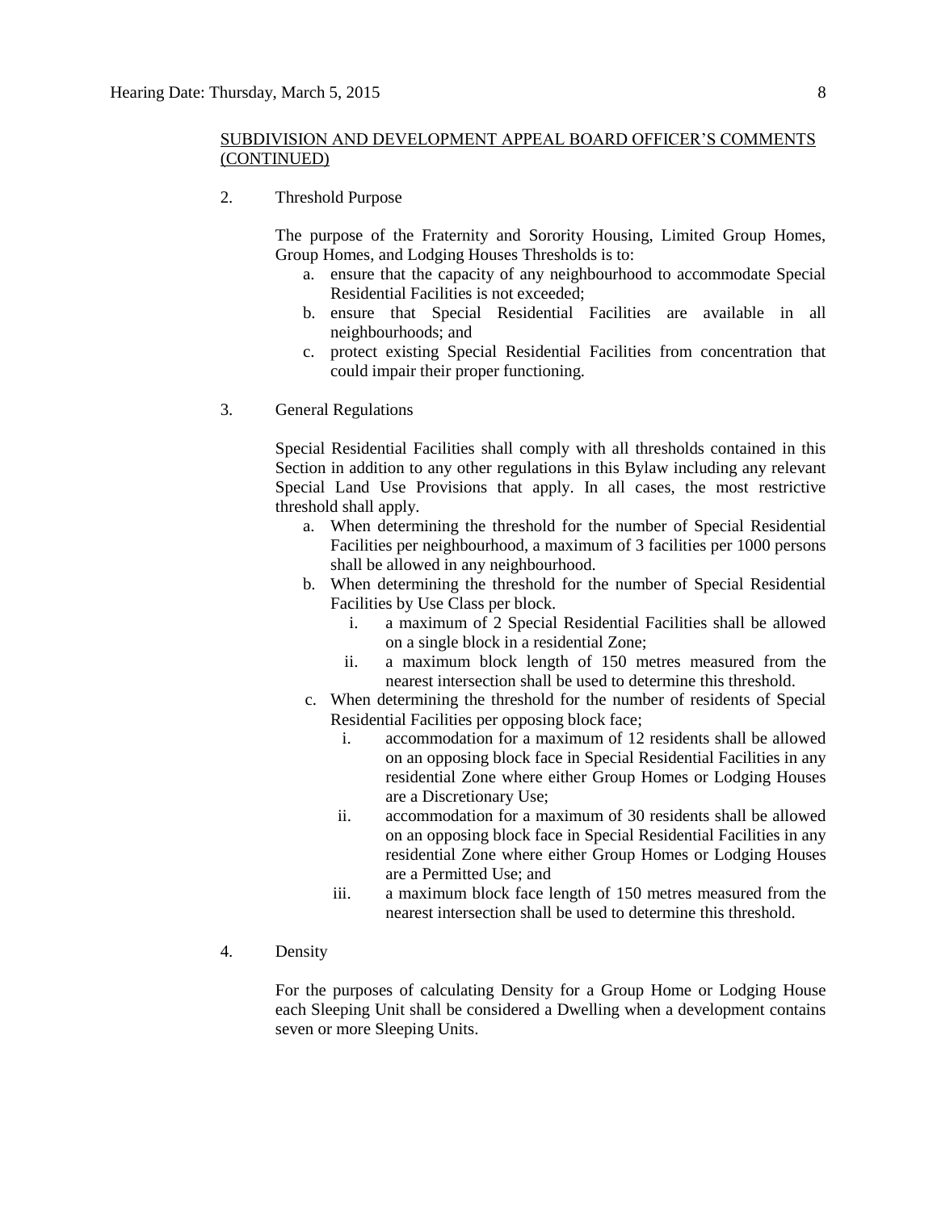SUBDIVISION AND DEVELOPMENT APPEAL BOARD OFFICER'S COMMENTS (CONTINUED)

2. Threshold Purpose

The purpose of the Fraternity and Sorority Housing, Limited Group Homes, Group Homes, and Lodging Houses Thresholds is to:

a. ensure that the capacity of any neighbourhood to accommodate Special Residential Facilities is not exceeded;
b. ensure that Special Residential Facilities are available in all neighbourhoods; and
c. protect existing Special Residential Facilities from concentration that could impair their proper functioning.

3. General Regulations

Special Residential Facilities shall comply with all thresholds contained in this Section in addition to any other regulations in this Bylaw including any relevant Special Land Use Provisions that apply. In all cases, the most restrictive threshold shall apply.

a. When determining the threshold for the number of Special Residential Facilities per neighbourhood, a maximum of 3 facilities per 1000 persons shall be allowed in any neighbourhood.
b. When determining the threshold for the number of Special Residential Facilities by Use Class per block.
   i. a maximum of 2 Special Residential Facilities shall be allowed on a single block in a residential Zone;
   ii. a maximum block length of 150 metres measured from the nearest intersection shall be used to determine this threshold.
c. When determining the threshold for the number of residents of Special Residential Facilities per opposing block face;
   i. accommodation for a maximum of 12 residents shall be allowed on an opposing block face in Special Residential Facilities in any residential Zone where either Group Homes or Lodging Houses are a Discretionary Use;
   ii. accommodation for a maximum of 30 residents shall be allowed on an opposing block face in Special Residential Facilities in any residential Zone where either Group Homes or Lodging Houses are a Permitted Use; and
   iii. a maximum block face length of 150 metres measured from the nearest intersection shall be used to determine this threshold.

4. Density

For the purposes of calculating Density for a Group Home or Lodging House each Sleeping Unit shall be considered a Dwelling when a development contains seven or more Sleeping Units.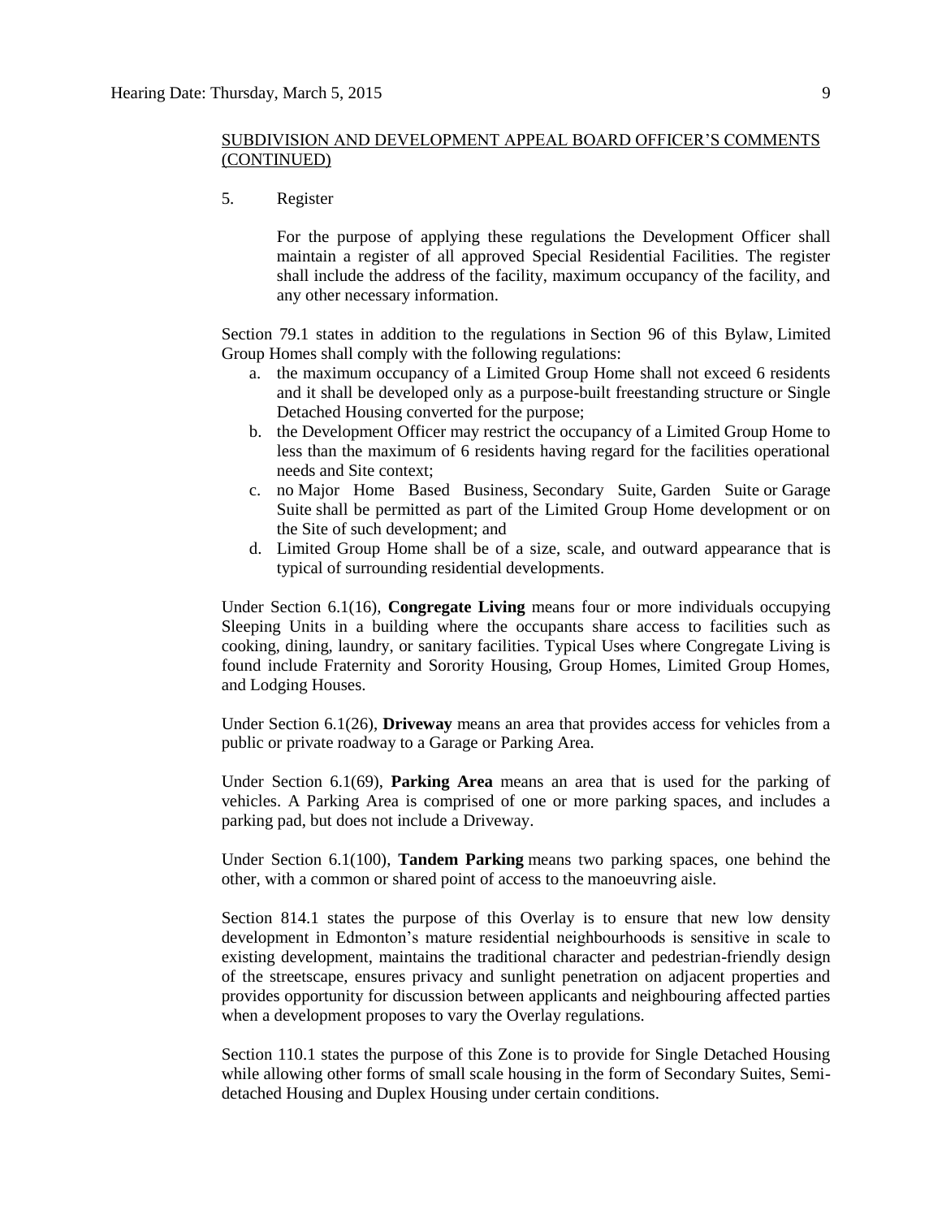SUBDIVISION AND DEVELOPMENT APPEAL BOARD OFFICER'S COMMENTS (CONTINUED)

5. Register

   For the purpose of applying these regulations the Development Officer shall maintain a register of all approved Special Residential Facilities. The register shall include the address of the facility, maximum occupancy of the facility, and any other necessary information.

Section 79.1 states in addition to the regulations in Section 96 of this Bylaw, Limited Group Homes shall comply with the following regulations:

a. the maximum occupancy of a Limited Group Home shall not exceed 6 residents and it shall be developed only as a purpose-built freestanding structure or Single Detached Housing converted for the purpose;
b. the Development Officer may restrict the occupancy of a Limited Group Home to less than the maximum of 6 residents having regard for the facilities operational needs and Site context;
c. no Major Home Based Business, Secondary Suite, Garden Suite or Garage Suite shall be permitted as part of the Limited Group Home development or on the Site of such development; and
d. Limited Group Home shall be of a size, scale, and outward appearance that is typical of surrounding residential developments.

Under Section 6.1(16), **Congregate Living** means four or more individuals occupying Sleeping Units in a building where the occupants share access to facilities such as cooking, dining, laundry, or sanitary facilities. Typical Uses where Congregate Living is found include Fraternity and Sorority Housing, Group Homes, Limited Group Homes, and Lodging Houses.

Under Section 6.1(26), **Driveway** means an area that provides access for vehicles from a public or private roadway to a Garage or Parking Area.

Under Section 6.1(69), **Parking Area** means an area that is used for the parking of vehicles. A Parking Area is comprised of one or more parking spaces, and includes a parking pad, but does not include a Driveway.

Under Section 6.1(100), **Tandem Parking** means two parking spaces, one behind the other, with a common or shared point of access to the manoeuvring aisle.

Section 814.1 states the purpose of this Overlay is to ensure that new low density development in Edmonton's mature residential neighbourhoods is sensitive in scale to existing development, maintains the traditional character and pedestrian-friendly design of the streetscape, ensures privacy and sunlight penetration on adjacent properties and provides opportunity for discussion between applicants and neighbouring affected parties when a development proposes to vary the Overlay regulations.

Section 110.1 states the purpose of this Zone is to provide for Single Detached Housing while allowing other forms of small scale housing in the form of Secondary Suites, Semi-detached Housing and Duplex Housing under certain conditions.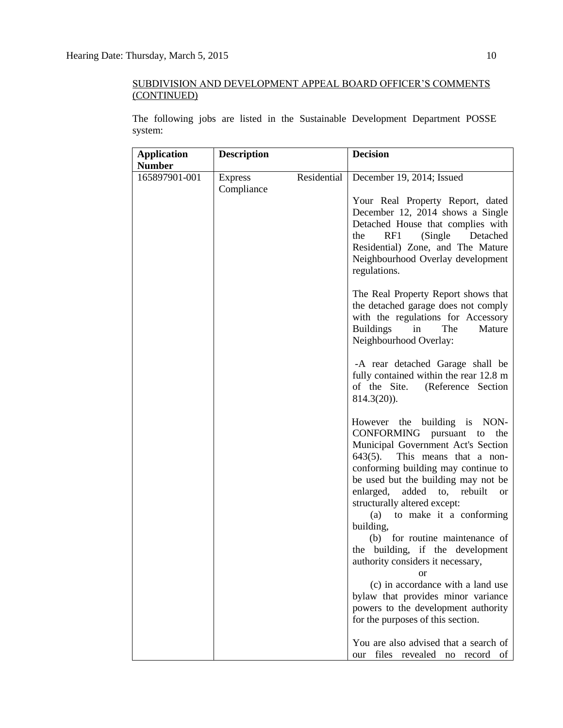SUBDIVISION AND DEVELOPMENT APPEAL BOARD OFFICER'S COMMENTS (CONTINUED)

The following jobs are listed in the Sustainable Development Department POSSE system:

| Application Number | Description | Decision |
|---|---|---|
| 165897901-001 | Express Residential Compliance | December 19, 2014; Issued<br><br>Your Real Property Report, dated December 12, 2014 shows a Single Detached House that complies with the RF1 (Single Detached Residential) Zone, and The Mature Neighbourhood Overlay development regulations.<br><br>The Real Property Report shows that the detached garage does not comply with the regulations for Accessory Buildings in The Mature Neighbourhood Overlay:<br><br>-A rear detached Garage shall be fully contained within the rear 12.8 m of the Site. (Reference Section 814.3(20)).<br><br>However the building is NON-CONFORMING pursuant to the Municipal Government Act's Section 643(5). This means that a non-conforming building may continue to be used but the building may not be enlarged, added to, rebuilt or structurally altered except:<br>(a) to make it a conforming building,<br>(b) for routine maintenance of the building, if the development authority considers it necessary,<br>or<br>(c) in accordance with a land use bylaw that provides minor variance powers to the development authority for the purposes of this section.<br><br>You are also advised that a search of our files revealed no record of |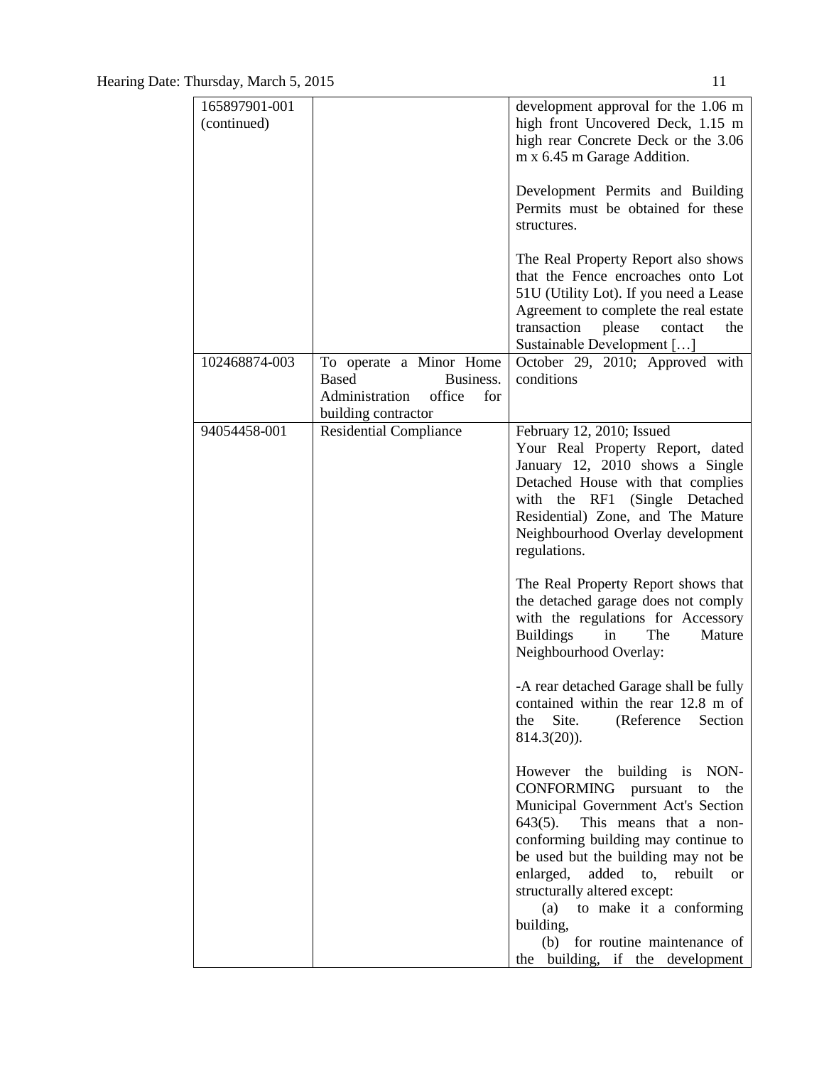| | | |
|---|---|---|
| 165897901-001 (continued) | | development approval for the 1.06 m high front Uncovered Deck, 1.15 m high rear Concrete Deck or the 3.06 m x 6.45 m Garage Addition.<br><br>Development Permits and Building Permits must be obtained for these structures.<br><br>The Real Property Report also shows that the Fence encroaches onto Lot 51U (Utility Lot). If you need a Lease Agreement to complete the real estate transaction please contact the Sustainable Development […] |
| 102468874-003 | To operate a Minor Home Based Business. Administration office for building contractor | October 29, 2010; Approved with conditions |
| 94054458-001 | Residential Compliance | February 12, 2010; Issued<br>Your Real Property Report, dated January 12, 2010 shows a Single Detached House with that complies with the RF1 (Single Detached Residential) Zone, and The Mature Neighbourhood Overlay development regulations.<br><br>The Real Property Report shows that the detached garage does not comply with the regulations for Accessory Buildings in The Mature Neighbourhood Overlay:<br><br>-A rear detached Garage shall be fully contained within the rear 12.8 m of the Site. (Reference Section 814.3(20)).<br><br>However the building is NON-CONFORMING pursuant to the Municipal Government Act's Section 643(5). This means that a non-conforming building may continue to be used but the building may not be enlarged, added to, rebuilt or structurally altered except:<br>(a) to make it a conforming building,<br>(b) for routine maintenance of the building, if the development |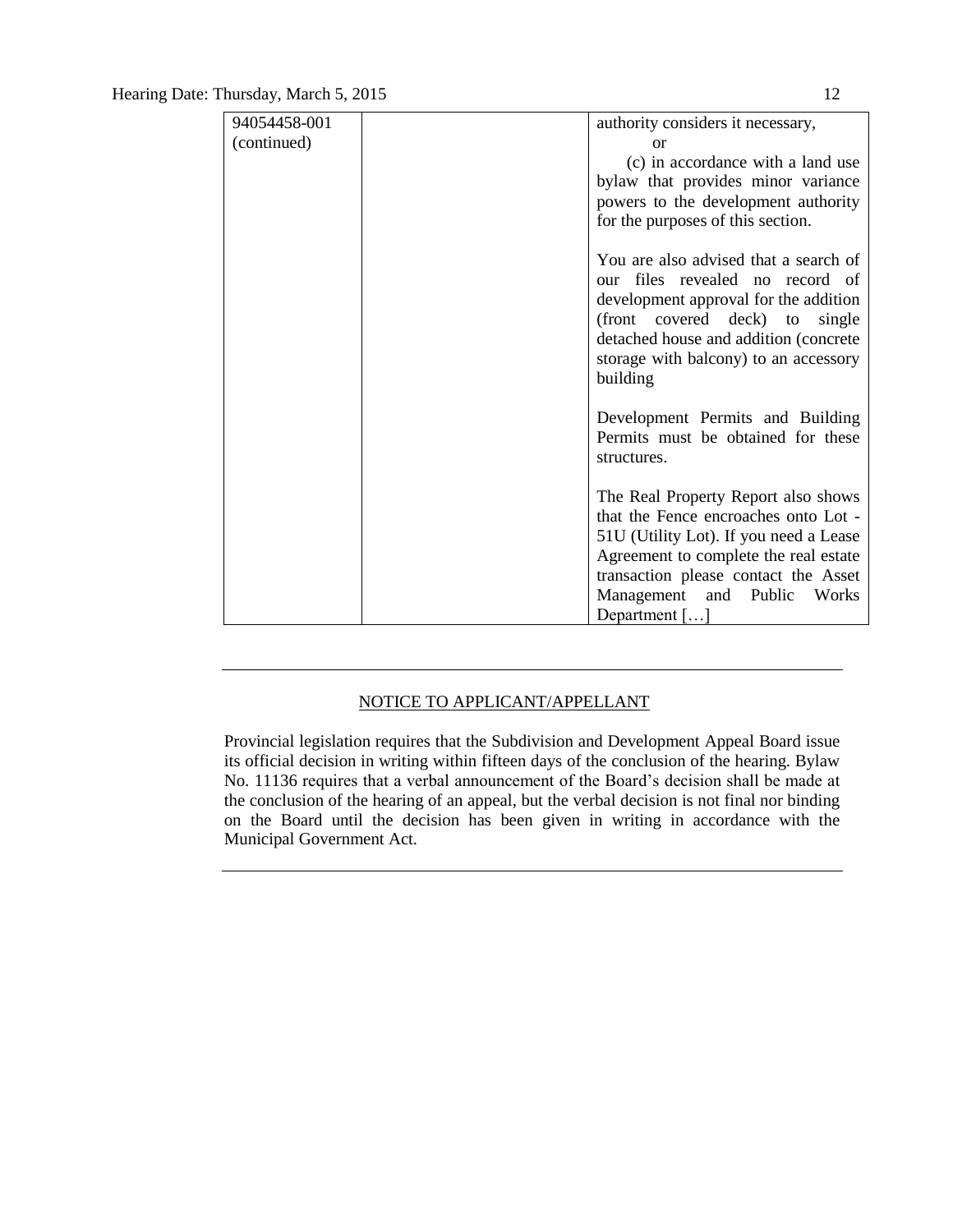| | | |
|---|---|---|
| 94054458-001 (continued) | | authority considers it necessary,<br>or<br>(c) in accordance with a land use bylaw that provides minor variance powers to the development authority for the purposes of this section.<br><br>You are also advised that a search of our files revealed no record of development approval for the addition (front covered deck) to single detached house and addition (concrete storage with balcony) to an accessory building<br><br>Development Permits and Building Permits must be obtained for these structures.<br><br>The Real Property Report also shows that the Fence encroaches onto Lot - 51U (Utility Lot). If you need a Lease Agreement to complete the real estate transaction please contact the Asset Management and Public Works Department […] |

---

NOTICE TO APPLICANT/APPELLANT

Provincial legislation requires that the Subdivision and Development Appeal Board issue its official decision in writing within fifteen days of the conclusion of the hearing. Bylaw No. 11136 requires that a verbal announcement of the Board's decision shall be made at the conclusion of the hearing of an appeal, but the verbal decision is not final nor binding on the Board until the decision has been given in writing in accordance with the Municipal Government Act.

---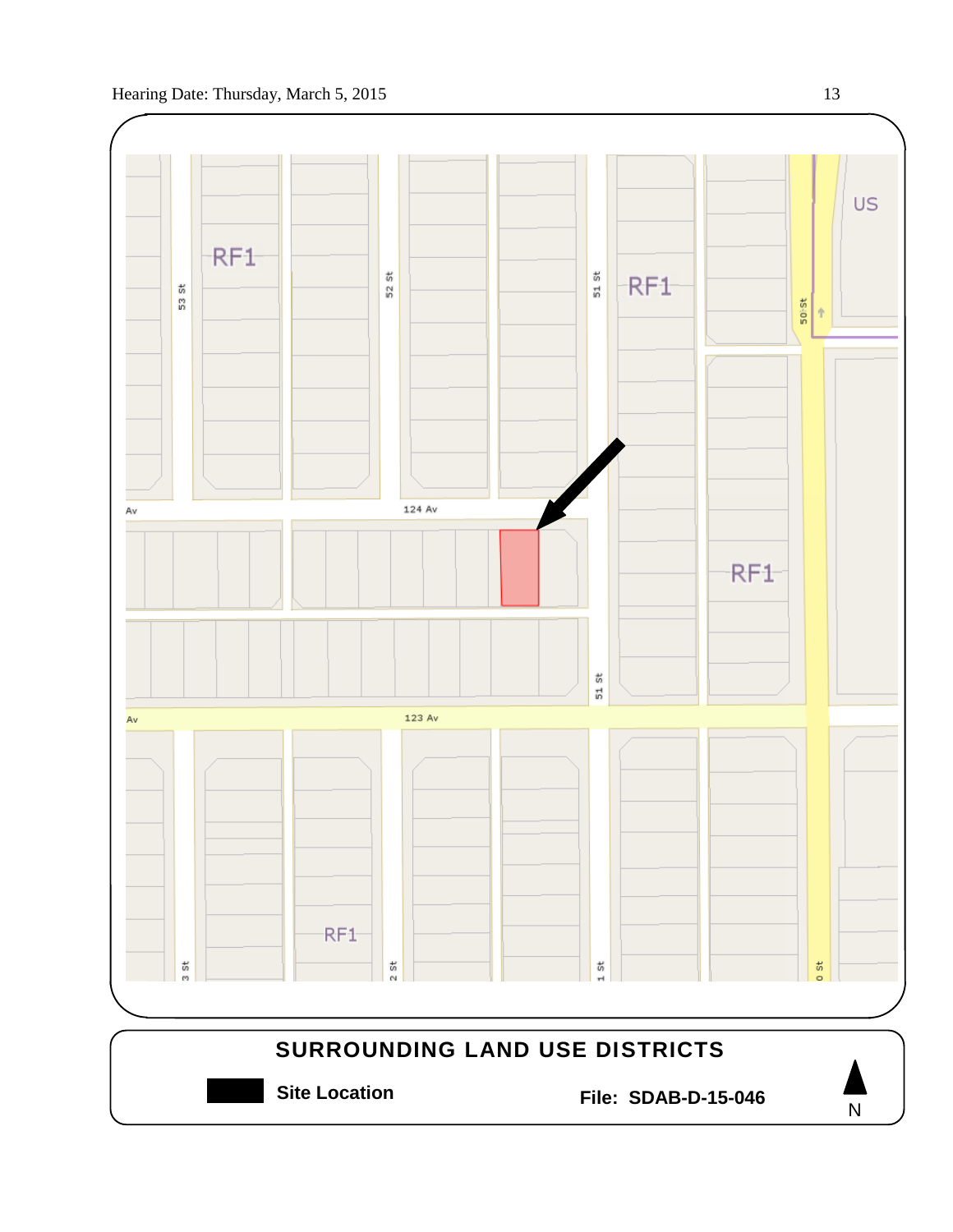RF1

53 St

52 St

51 St

RF1

50 St

US

Av

124 Av

RF1

51 St

Av

123 Av

RF1

3 St

2 St

1 St

0 St

**SURROUNDING LAND USE DISTRICTS**

**Site Location**

**File: SDAB-D-15-046**

N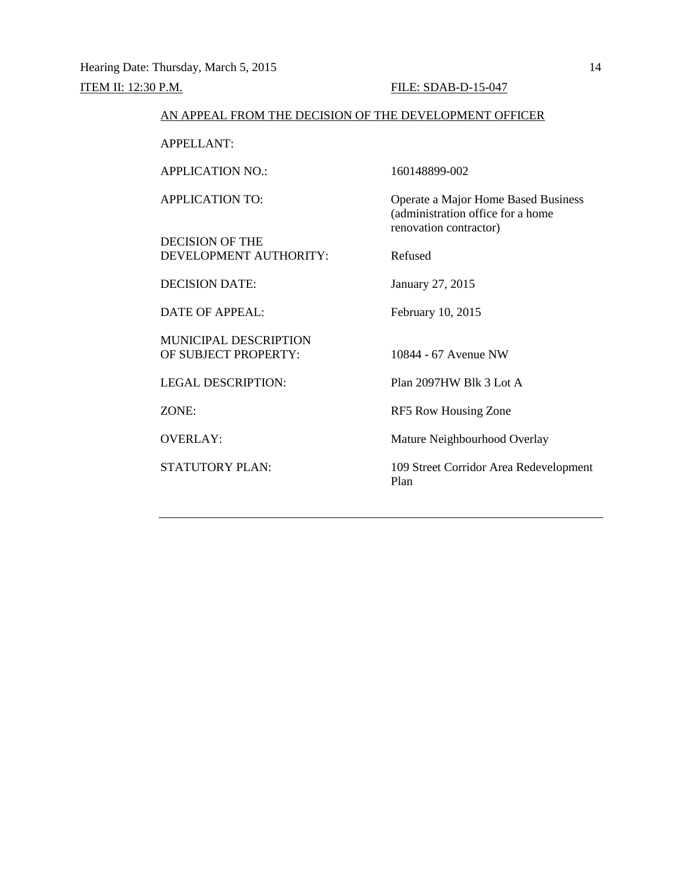Hearing Date: Thursday, March 5, 2015

ITEM II: 12:30 P.M. FILE: SDAB-D-15-047

AN APPEAL FROM THE DECISION OF THE DEVELOPMENT OFFICER

| | |
|---|---|
| APPELLANT: | |
| APPLICATION NO.: | 160148899-002 |
| APPLICATION TO: | Operate a Major Home Based Business (administration office for a home renovation contractor) |
| DECISION OF THE DEVELOPMENT AUTHORITY: | Refused |
| DECISION DATE: | January 27, 2015 |
| DATE OF APPEAL: | February 10, 2015 |
| MUNICIPAL DESCRIPTION OF SUBJECT PROPERTY: | 10844 - 67 Avenue NW |
| LEGAL DESCRIPTION: | Plan 2097HW Blk 3 Lot A |
| ZONE: | RF5 Row Housing Zone |
| OVERLAY: | Mature Neighbourhood Overlay |
| STATUTORY PLAN: | 109 Street Corridor Area Redevelopment Plan |

---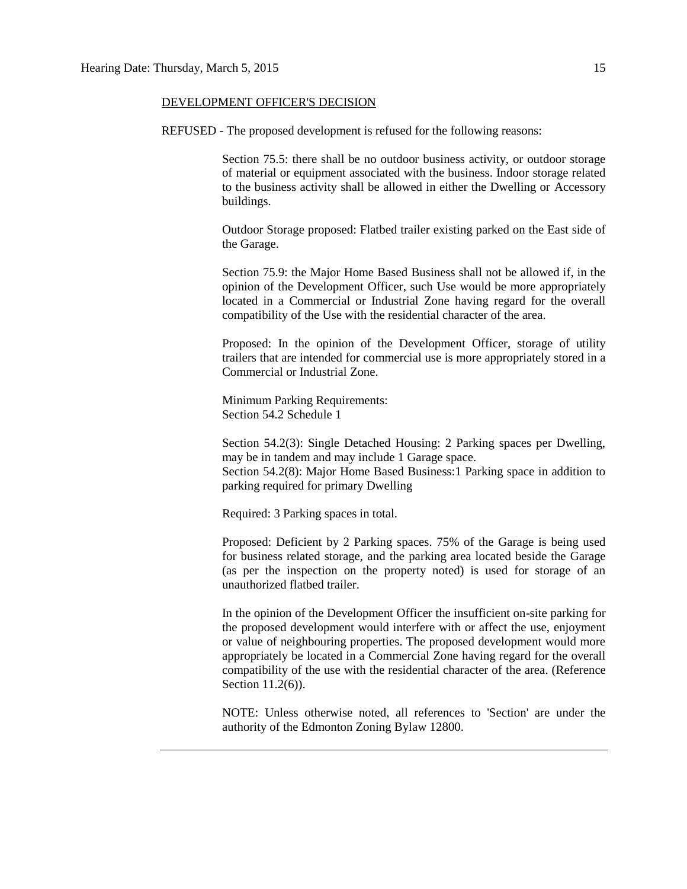DEVELOPMENT OFFICER'S DECISION

REFUSED - The proposed development is refused for the following reasons:

Section 75.5: there shall be no outdoor business activity, or outdoor storage of material or equipment associated with the business. Indoor storage related to the business activity shall be allowed in either the Dwelling or Accessory buildings.

Outdoor Storage proposed: Flatbed trailer existing parked on the East side of the Garage.

Section 75.9: the Major Home Based Business shall not be allowed if, in the opinion of the Development Officer, such Use would be more appropriately located in a Commercial or Industrial Zone having regard for the overall compatibility of the Use with the residential character of the area.

Proposed: In the opinion of the Development Officer, storage of utility trailers that are intended for commercial use is more appropriately stored in a Commercial or Industrial Zone.

Minimum Parking Requirements:
Section 54.2 Schedule 1

Section 54.2(3): Single Detached Housing: 2 Parking spaces per Dwelling, may be in tandem and may include 1 Garage space.
Section 54.2(8): Major Home Based Business:1 Parking space in addition to parking required for primary Dwelling

Required: 3 Parking spaces in total.

Proposed: Deficient by 2 Parking spaces. 75% of the Garage is being used for business related storage, and the parking area located beside the Garage (as per the inspection on the property noted) is used for storage of an unauthorized flatbed trailer.

In the opinion of the Development Officer the insufficient on-site parking for the proposed development would interfere with or affect the use, enjoyment or value of neighbouring properties. The proposed development would more appropriately be located in a Commercial Zone having regard for the overall compatibility of the use with the residential character of the area. (Reference Section 11.2(6)).

NOTE: Unless otherwise noted, all references to 'Section' are under the authority of the Edmonton Zoning Bylaw 12800.

---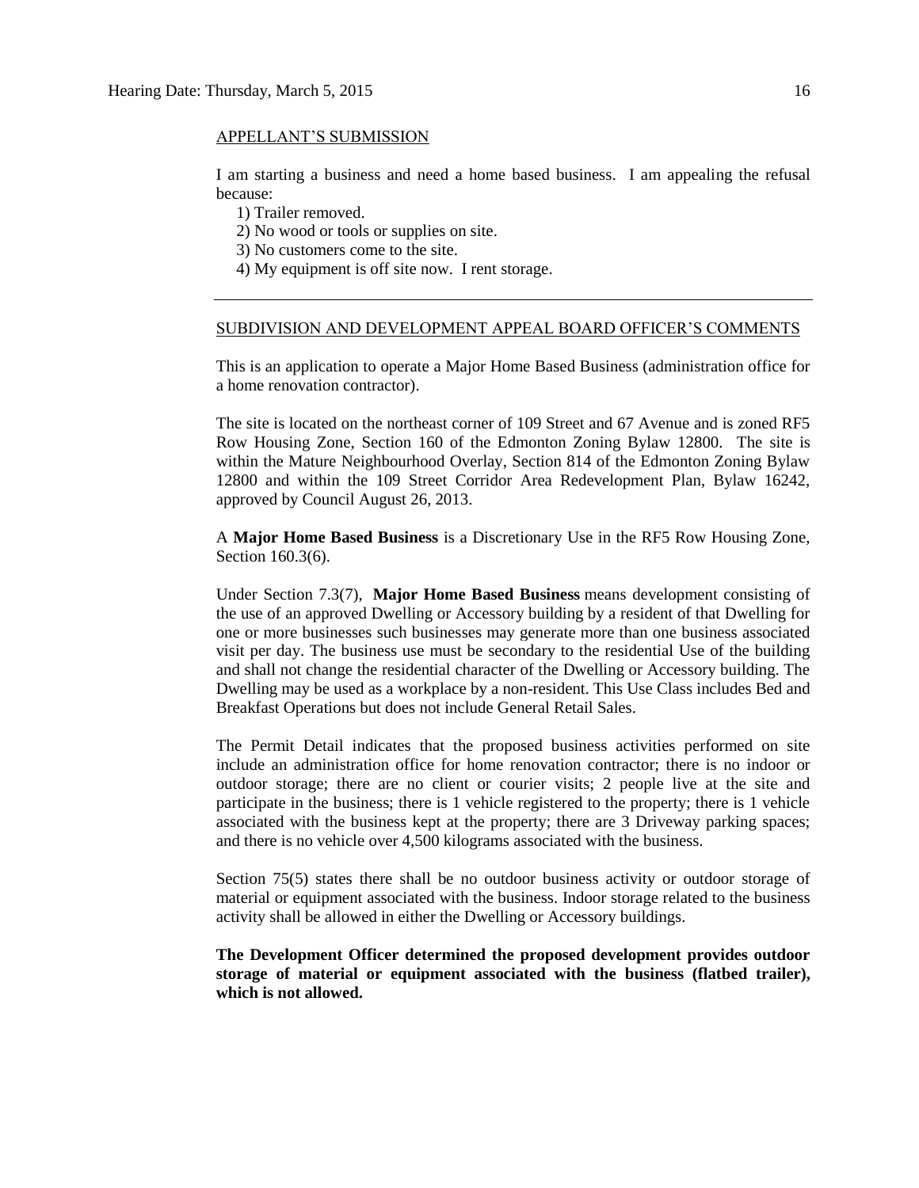APPELLANT'S SUBMISSION

I am starting a business and need a home based business. I am appealing the refusal because:

1) Trailer removed.
2) No wood or tools or supplies on site.
3) No customers come to the site.
4) My equipment is off site now. I rent storage.

---

SUBDIVISION AND DEVELOPMENT APPEAL BOARD OFFICER'S COMMENTS

This is an application to operate a Major Home Based Business (administration office for a home renovation contractor).

The site is located on the northeast corner of 109 Street and 67 Avenue and is zoned RF5 Row Housing Zone, Section 160 of the Edmonton Zoning Bylaw 12800. The site is within the Mature Neighbourhood Overlay, Section 814 of the Edmonton Zoning Bylaw 12800 and within the 109 Street Corridor Area Redevelopment Plan, Bylaw 16242, approved by Council August 26, 2013.

A **Major Home Based Business** is a Discretionary Use in the RF5 Row Housing Zone, Section 160.3(6).

Under Section 7.3(7), **Major Home Based Business** means development consisting of the use of an approved Dwelling or Accessory building by a resident of that Dwelling for one or more businesses such businesses may generate more than one business associated visit per day. The business use must be secondary to the residential Use of the building and shall not change the residential character of the Dwelling or Accessory building. The Dwelling may be used as a workplace by a non-resident. This Use Class includes Bed and Breakfast Operations but does not include General Retail Sales.

The Permit Detail indicates that the proposed business activities performed on site include an administration office for home renovation contractor; there is no indoor or outdoor storage; there are no client or courier visits; 2 people live at the site and participate in the business; there is 1 vehicle registered to the property; there is 1 vehicle associated with the business kept at the property; there are 3 Driveway parking spaces; and there is no vehicle over 4,500 kilograms associated with the business.

Section 75(5) states there shall be no outdoor business activity or outdoor storage of material or equipment associated with the business. Indoor storage related to the business activity shall be allowed in either the Dwelling or Accessory buildings.

**The Development Officer determined the proposed development provides outdoor storage of material or equipment associated with the business (flatbed trailer), which is not allowed.**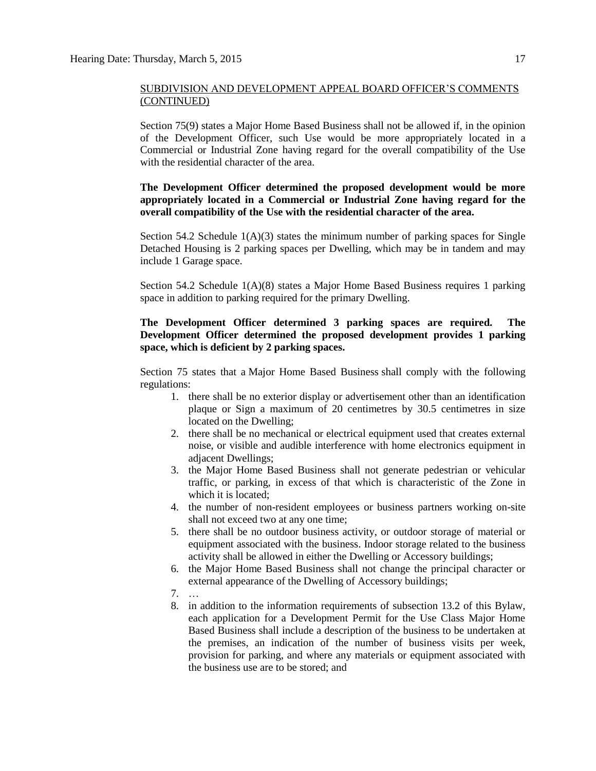SUBDIVISION AND DEVELOPMENT APPEAL BOARD OFFICER'S COMMENTS (CONTINUED)

Section 75(9) states a Major Home Based Business shall not be allowed if, in the opinion of the Development Officer, such Use would be more appropriately located in a Commercial or Industrial Zone having regard for the overall compatibility of the Use with the residential character of the area.

**The Development Officer determined the proposed development would be more appropriately located in a Commercial or Industrial Zone having regard for the overall compatibility of the Use with the residential character of the area.**

Section 54.2 Schedule 1(A)(3) states the minimum number of parking spaces for Single Detached Housing is 2 parking spaces per Dwelling, which may be in tandem and may include 1 Garage space.

Section 54.2 Schedule 1(A)(8) states a Major Home Based Business requires 1 parking space in addition to parking required for the primary Dwelling.

**The Development Officer determined 3 parking spaces are required. The Development Officer determined the proposed development provides 1 parking space, which is deficient by 2 parking spaces.**

Section 75 states that a Major Home Based Business shall comply with the following regulations:

1. there shall be no exterior display or advertisement other than an identification plaque or Sign a maximum of 20 centimetres by 30.5 centimetres in size located on the Dwelling;
2. there shall be no mechanical or electrical equipment used that creates external noise, or visible and audible interference with home electronics equipment in adjacent Dwellings;
3. the Major Home Based Business shall not generate pedestrian or vehicular traffic, or parking, in excess of that which is characteristic of the Zone in which it is located;
4. the number of non-resident employees or business partners working on-site shall not exceed two at any one time;
5. there shall be no outdoor business activity, or outdoor storage of material or equipment associated with the business. Indoor storage related to the business activity shall be allowed in either the Dwelling or Accessory buildings;
6. the Major Home Based Business shall not change the principal character or external appearance of the Dwelling of Accessory buildings;
7. …
8. in addition to the information requirements of subsection 13.2 of this Bylaw, each application for a Development Permit for the Use Class Major Home Based Business shall include a description of the business to be undertaken at the premises, an indication of the number of business visits per week, provision for parking, and where any materials or equipment associated with the business use are to be stored; and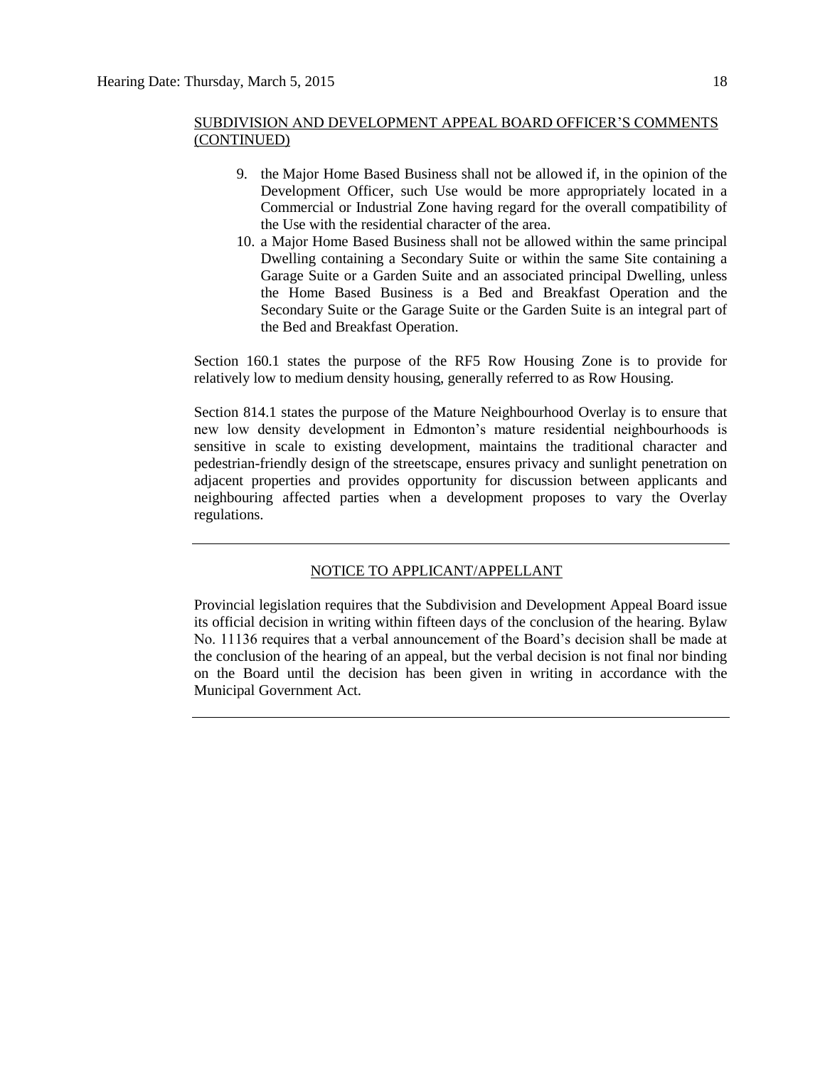SUBDIVISION AND DEVELOPMENT APPEAL BOARD OFFICER'S COMMENTS (CONTINUED)

9. the Major Home Based Business shall not be allowed if, in the opinion of the Development Officer, such Use would be more appropriately located in a Commercial or Industrial Zone having regard for the overall compatibility of the Use with the residential character of the area.
10. a Major Home Based Business shall not be allowed within the same principal Dwelling containing a Secondary Suite or within the same Site containing a Garage Suite or a Garden Suite and an associated principal Dwelling, unless the Home Based Business is a Bed and Breakfast Operation and the Secondary Suite or the Garage Suite or the Garden Suite is an integral part of the Bed and Breakfast Operation.

Section 160.1 states the purpose of the RF5 Row Housing Zone is to provide for relatively low to medium density housing, generally referred to as Row Housing.

Section 814.1 states the purpose of the Mature Neighbourhood Overlay is to ensure that new low density development in Edmonton's mature residential neighbourhoods is sensitive in scale to existing development, maintains the traditional character and pedestrian-friendly design of the streetscape, ensures privacy and sunlight penetration on adjacent properties and provides opportunity for discussion between applicants and neighbouring affected parties when a development proposes to vary the Overlay regulations.

---

NOTICE TO APPLICANT/APPELLANT

Provincial legislation requires that the Subdivision and Development Appeal Board issue its official decision in writing within fifteen days of the conclusion of the hearing. Bylaw No. 11136 requires that a verbal announcement of the Board's decision shall be made at the conclusion of the hearing of an appeal, but the verbal decision is not final nor binding on the Board until the decision has been given in writing in accordance with the Municipal Government Act.

---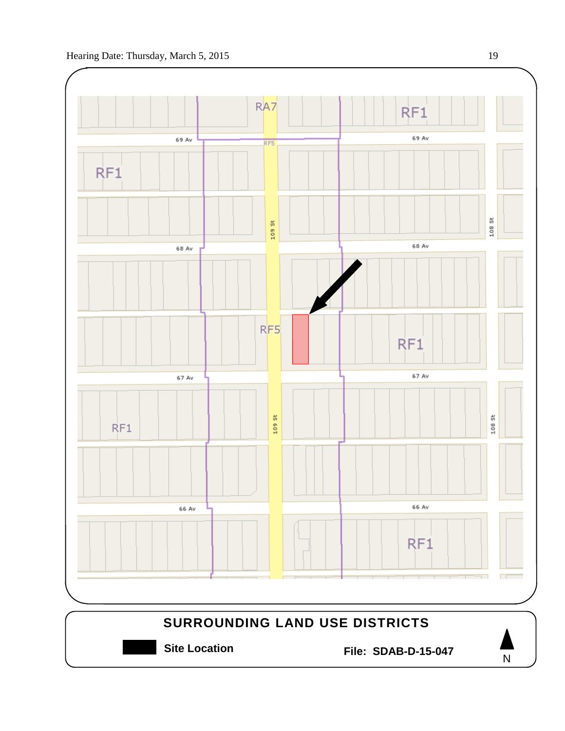RA7

RF1

69 Av

RF5

69 Av

RF1

109 St

108 St

68 Av

68 Av

RF5

RF1

67 Av

67 Av

RF1

109 St

108 St

66 Av

66 Av

RF1

**SURROUNDING LAND USE DISTRICTS**

**Site Location**

**File: SDAB-D-15-047**

N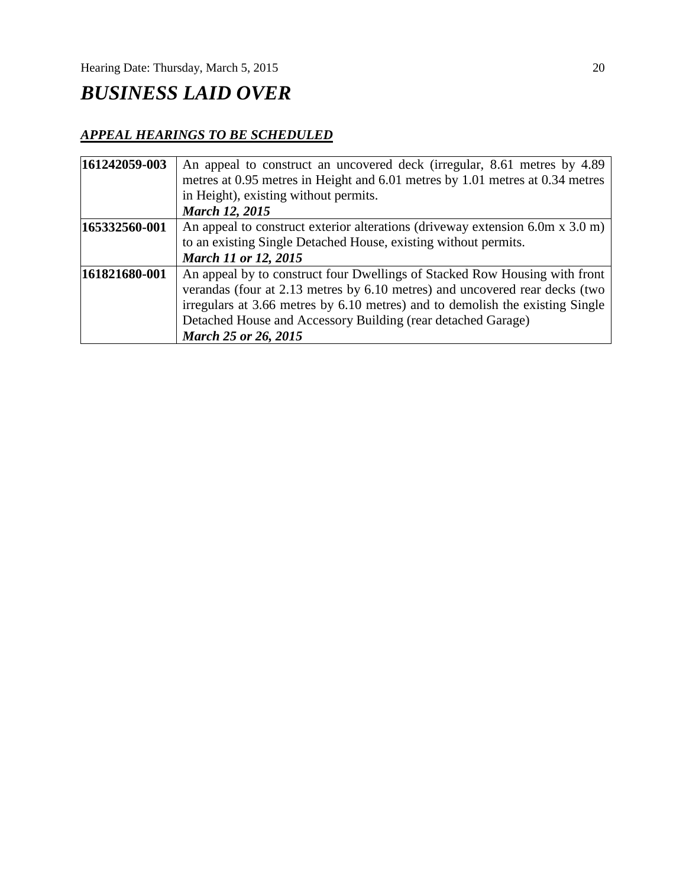# *BUSINESS LAID OVER*

## ***APPEAL HEARINGS TO BE SCHEDULED***

| | |
|---|---|
| **161242059-003** | An appeal to construct an uncovered deck (irregular, 8.61 metres by 4.89 metres at 0.95 metres in Height and 6.01 metres by 1.01 metres at 0.34 metres in Height), existing without permits.<br>***March 12, 2015*** |
| **165332560-001** | An appeal to construct exterior alterations (driveway extension 6.0m x 3.0 m) to an existing Single Detached House, existing without permits.<br>***March 11 or 12, 2015*** |
| **161821680-001** | An appeal by to construct four Dwellings of Stacked Row Housing with front verandas (four at 2.13 metres by 6.10 metres) and uncovered rear decks (two irregulars at 3.66 metres by 6.10 metres) and to demolish the existing Single Detached House and Accessory Building (rear detached Garage)<br>***March 25 or 26, 2015*** |